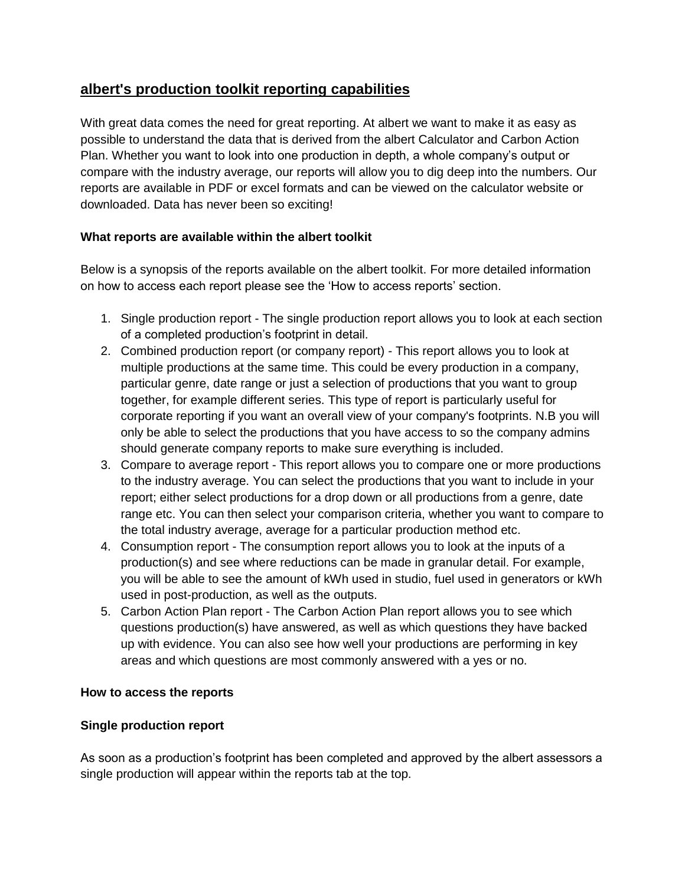# albert's production toolkit reporting capabilities

With great data comes the need for great reporting. At albert we want to make it as easy as possible to understand the data that is derived from the albert Calculator and Carbon Action Plan. Whether you want to look into one production in depth, a whole company's output or compare with the industry average, our reports will allow you to dig deep into the numbers. Our reports are available in PDF or excel formats and can be viewed on the calculator website or downloaded. Data has never been so exciting!

**What reports are available within the albert toolkit**

Below is a synopsis of the reports available on the albert toolkit. For more detailed information on how to access each report please see the 'How to access reports' section.

1. Single production report - The single production report allows you to look at each section of a completed production's footprint in detail.
2. Combined production report (or company report) - This report allows you to look at multiple productions at the same time. This could be every production in a company, particular genre, date range or just a selection of productions that you want to group together, for example different series. This type of report is particularly useful for corporate reporting if you want an overall view of your company's footprints. N.B you will only be able to select the productions that you have access to so the company admins should generate company reports to make sure everything is included.
3. Compare to average report - This report allows you to compare one or more productions to the industry average. You can select the productions that you want to include in your report; either select productions for a drop down or all productions from a genre, date range etc. You can then select your comparison criteria, whether you want to compare to the total industry average, average for a particular production method etc.
4. Consumption report - The consumption report allows you to look at the inputs of a production(s) and see where reductions can be made in granular detail. For example, you will be able to see the amount of kWh used in studio, fuel used in generators or kWh used in post-production, as well as the outputs.
5. Carbon Action Plan report - The Carbon Action Plan report allows you to see which questions production(s) have answered, as well as which questions they have backed up with evidence. You can also see how well your productions are performing in key areas and which questions are most commonly answered with a yes or no.

**How to access the reports**

**Single production report**

As soon as a production's footprint has been completed and approved by the albert assessors a single production will appear within the reports tab at the top.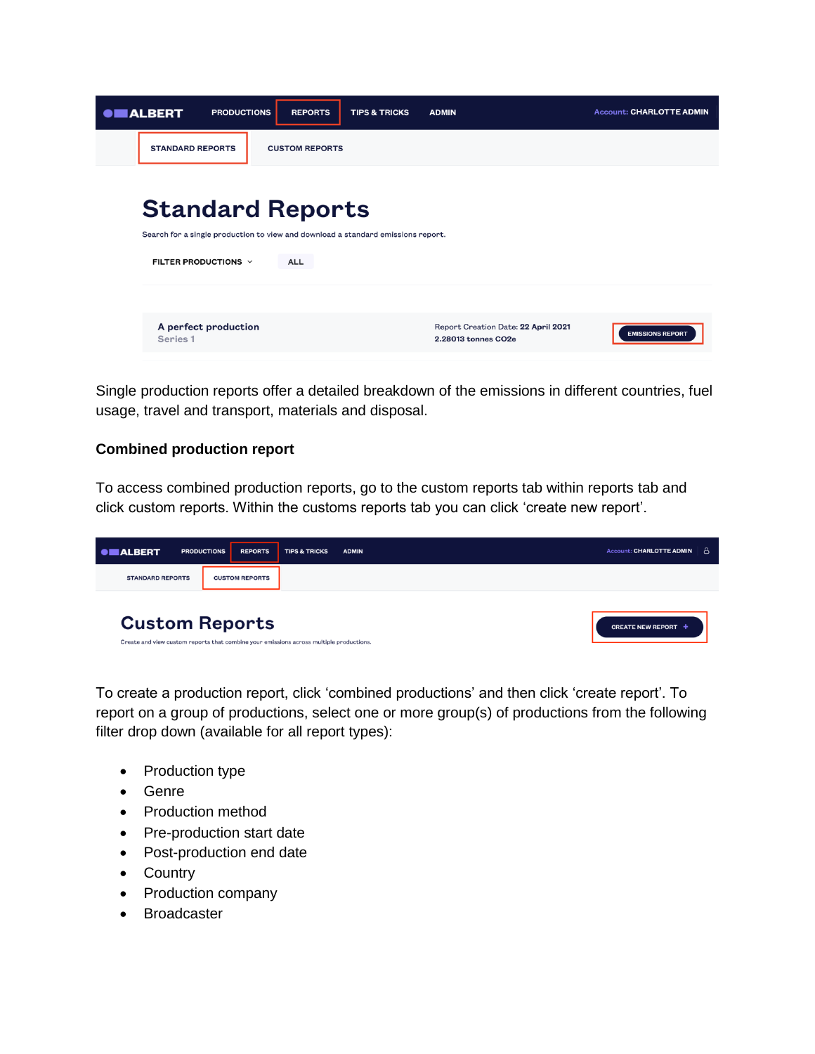Single production reports offer a detailed breakdown of the emissions in different countries, fuel usage, travel and transport, materials and disposal.

**Combined production report**

To access combined production reports, go to the custom reports tab within reports tab and click custom reports. Within the customs reports tab you can click 'create new report'.

To create a production report, click 'combined productions' and then click 'create report'. To report on a group of productions, select one or more group(s) of productions from the following filter drop down (available for all report types):

- Production type
- Genre
- Production method
- Pre-production start date
- Post-production end date
- Country
- Production company
- Broadcaster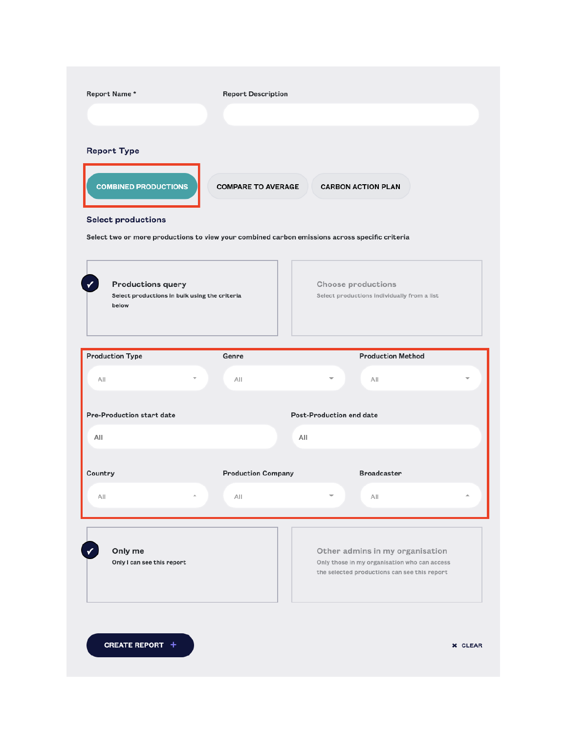Report Name *

Report Description

**Report Type**

COMBINED PRODUCTIONS

COMPARE TO AVERAGE

CARBON ACTION PLAN

**Select productions**

Select two or more productions to view your combined carbon emissions across specific criteria

✓ **Productions query**

Select productions in bulk using the criteria below

**Choose productions**

Select productions individually from a list

Production Type

All

Genre

All

Production Method

All

Pre-Production start date

All

Post-Production end date

All

Country

All

Production Company

All

Broadcaster

All

✓ **Only me**

Only I can see this report

**Other admins in my organisation**

Only those in my organisation who can access the selected productions can see this report

CREATE REPORT +

✖ CLEAR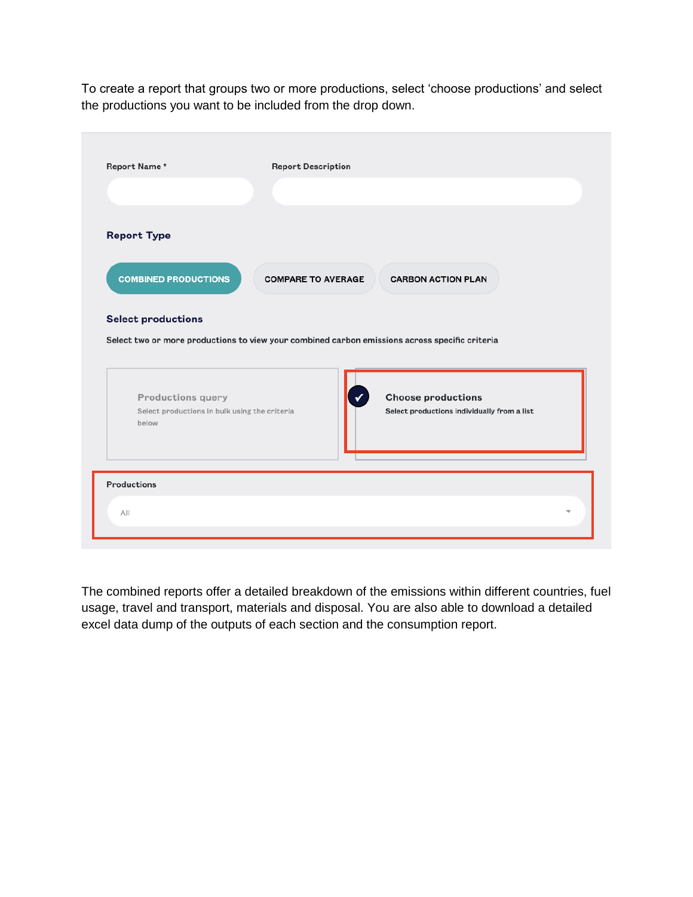To create a report that groups two or more productions, select ‘choose productions’ and select the productions you want to be included from the drop down.

Report Name *

Report Description

Report Type

COMBINED PRODUCTIONS

COMPARE TO AVERAGE

CARBON ACTION PLAN

Select productions

Select two or more productions to view your combined carbon emissions across specific criteria

Productions query

Select productions in bulk using the criteria below

Choose productions

Select productions individually from a list

Productions

All

The combined reports offer a detailed breakdown of the emissions within different countries, fuel usage, travel and transport, materials and disposal. You are also able to download a detailed excel data dump of the outputs of each section and the consumption report.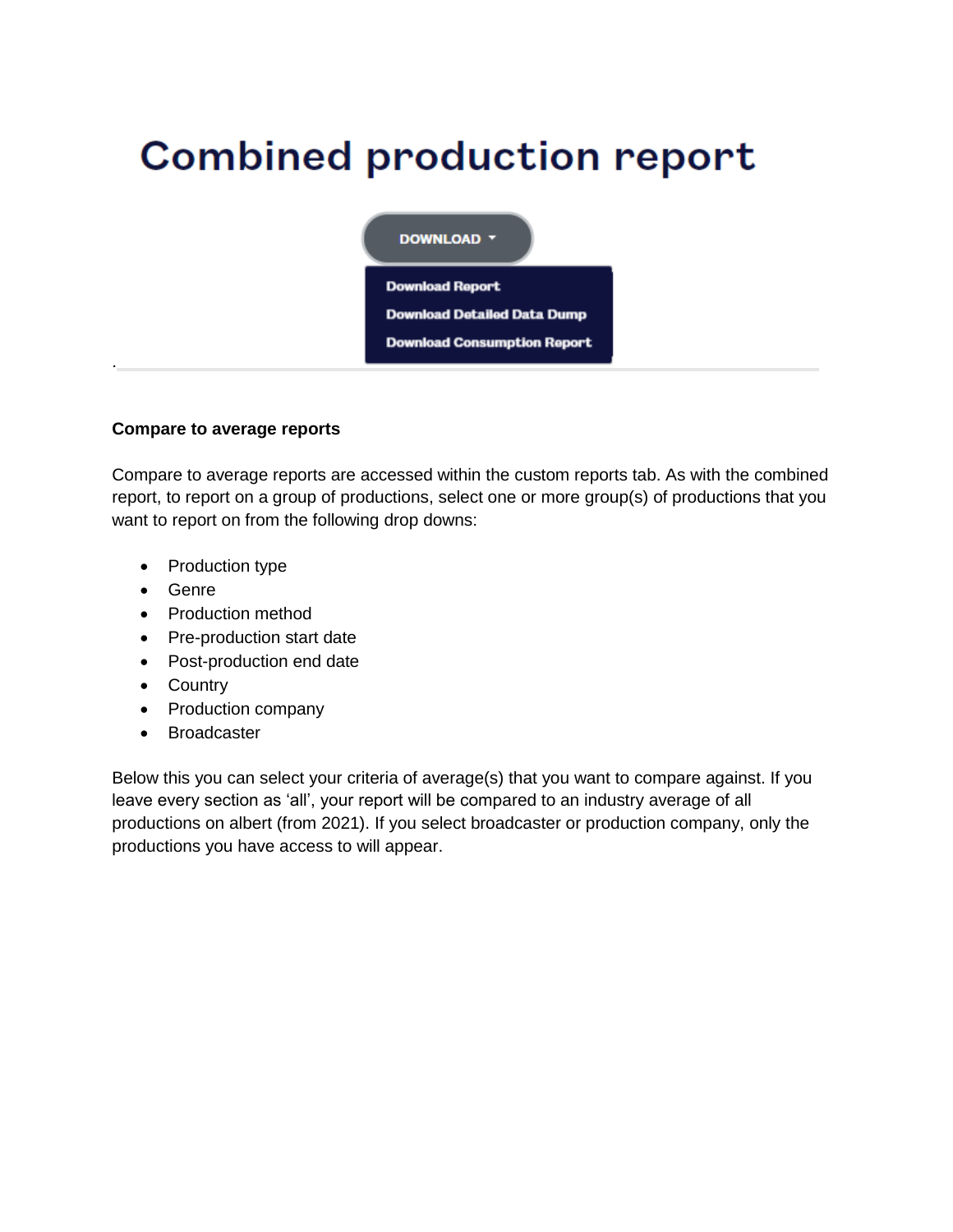Compare to average reports

Compare to average reports are accessed within the custom reports tab. As with the combined report, to report on a group of productions, select one or more group(s) of productions that you want to report on from the following drop downs:

- Production type
- Genre
- Production method
- Pre-production start date
- Post-production end date
- Country
- Production company
- Broadcaster

Below this you can select your criteria of average(s) that you want to compare against. If you leave every section as 'all', your report will be compared to an industry average of all productions on albert (from 2021). If you select broadcaster or production company, only the productions you have access to will appear.

# Combined production report

DOWNLOAD

Download Report

Download Detailed Data Dump

Download Consumption Report

**Compare to average reports**

Compare to average reports are accessed within the custom reports tab. As with the combined report, to report on a group of productions, select one or more group(s) of productions that you want to report on from the following drop downs:

- Production type
- Genre
- Production method
- Pre-production start date
- Post-production end date
- Country
- Production company
- Broadcaster

Below this you can select your criteria of average(s) that you want to compare against. If you leave every section as 'all', your report will be compared to an industry average of all productions on albert (from 2021). If you select broadcaster or production company, only the productions you have access to will appear.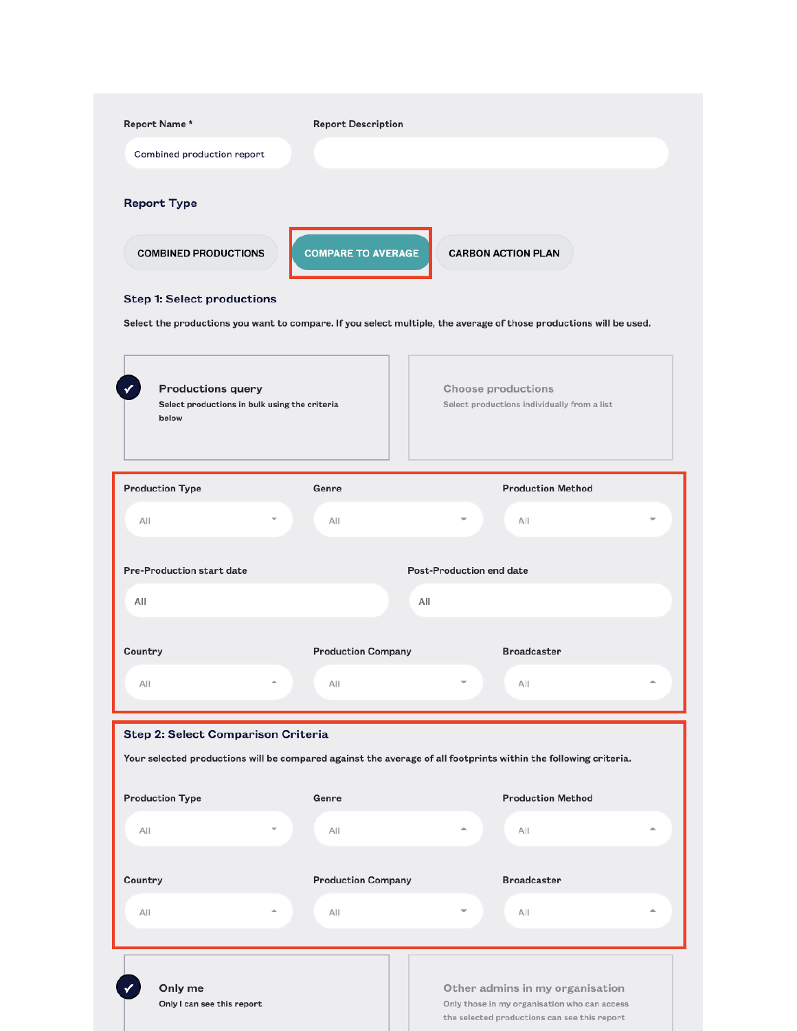Report Name *

Combined production report

Report Description

### Report Type

COMBINED PRODUCTIONS | **COMPARE TO AVERAGE** | CARBON ACTION PLAN

### Step 1: Select productions

Select the productions you want to compare. If you select multiple, the average of those productions will be used.

✓ **Productions query**
Select productions in bulk using the criteria below

**Choose productions**
Select productions individually from a list

Production Type: All
Genre: All
Production Method: All

Pre-Production start date: All
Post-Production end date: All

Country: All
Production Company: All
Broadcaster: All

### Step 2: Select Comparison Criteria

Your selected productions will be compared against the average of all footprints within the following criteria.

Production Type: All
Genre: All
Production Method: All

Country: All
Production Company: All
Broadcaster: All

✓ **Only me**
Only I can see this report

**Other admins in my organisation**
Only those in my organisation who can access the selected productions can see this report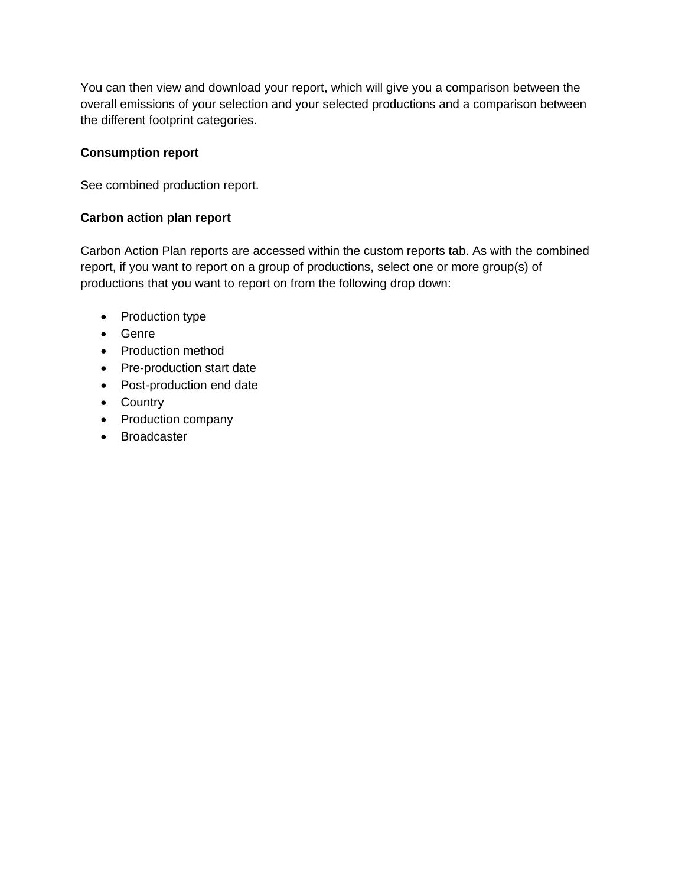You can then view and download your report, which will give you a comparison between the overall emissions of your selection and your selected productions and a comparison between the different footprint categories.

**Consumption report**

See combined production report.

**Carbon action plan report**

Carbon Action Plan reports are accessed within the custom reports tab. As with the combined report, if you want to report on a group of productions, select one or more group(s) of productions that you want to report on from the following drop down:

- Production type
- Genre
- Production method
- Pre-production start date
- Post-production end date
- Country
- Production company
- Broadcaster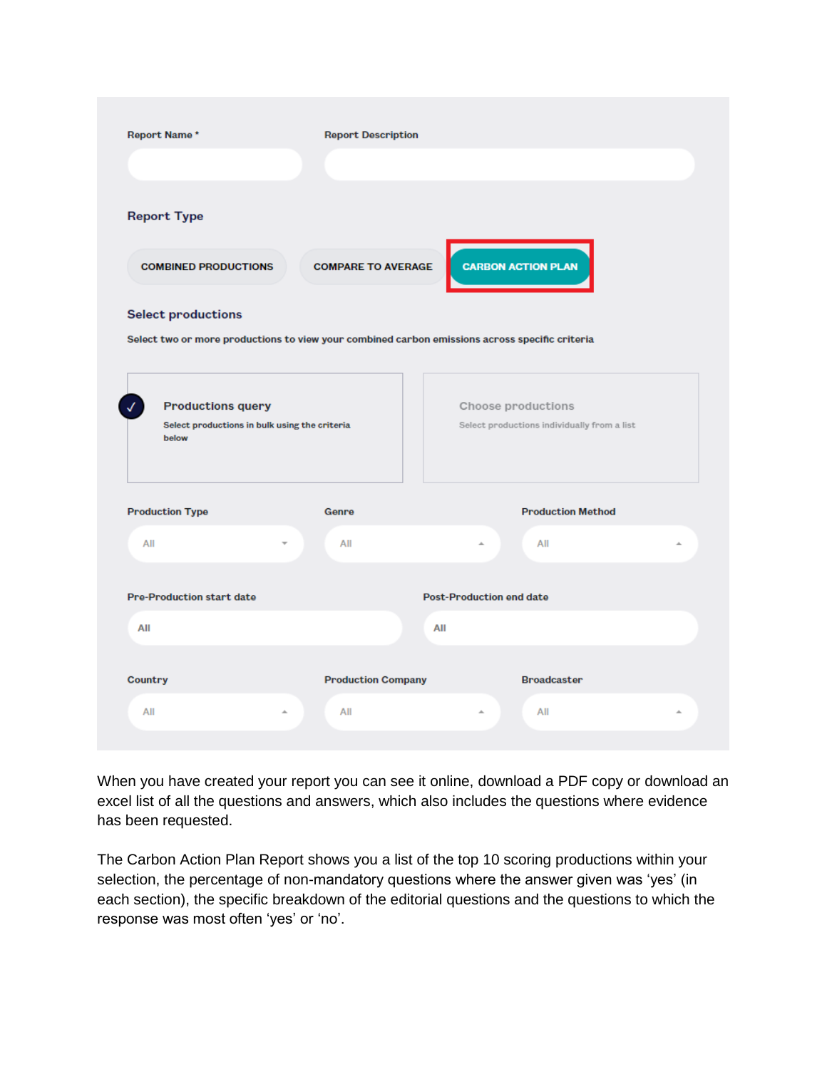Report Name *

Report Description

Report Type

COMBINED PRODUCTIONS

COMPARE TO AVERAGE

CARBON ACTION PLAN

Select productions

Select two or more productions to view your combined carbon emissions across specific criteria

Productions query

Select productions in bulk using the criteria below

Choose productions

Select productions individually from a list

Production Type

All

Genre

All

Production Method

All

Pre-Production start date

All

Post-Production end date

All

Country

All

Production Company

All

Broadcaster

All

When you have created your report you can see it online, download a PDF copy or download an excel list of all the questions and answers, which also includes the questions where evidence has been requested.

The Carbon Action Plan Report shows you a list of the top 10 scoring productions within your selection, the percentage of non-mandatory questions where the answer given was 'yes' (in each section), the specific breakdown of the editorial questions and the questions to which the response was most often 'yes' or 'no'.